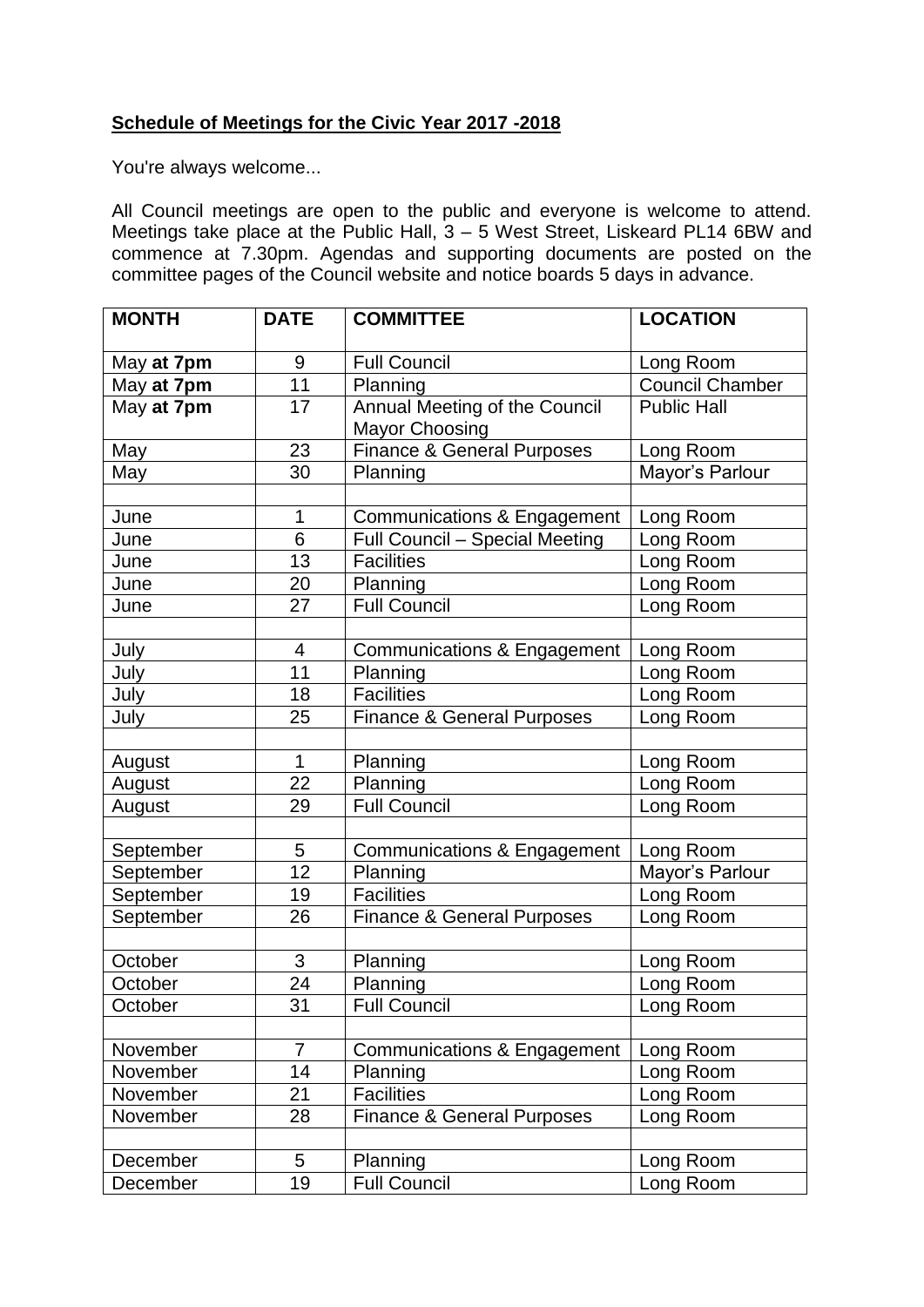**Schedule of Meetings for the Civic Year 2017 -2018**

You're always welcome...

All Council meetings are open to the public and everyone is welcome to attend. Meetings take place at the Public Hall, 3 – 5 West Street, Liskeard PL14 6BW and commence at 7.30pm. Agendas and supporting documents are posted on the committee pages of the Council website and notice boards 5 days in advance.

| MONTH | DATE | COMMITTEE | LOCATION |
|---|---|---|---|
| May **at 7pm** | 9 | Full Council | Long Room |
| May **at 7pm** | 11 | Planning | Council Chamber |
| May **at 7pm** | 17 | Annual Meeting of the Council Mayor Choosing | Public Hall |
| May | 23 | Finance & General Purposes | Long Room |
| May | 30 | Planning | Mayor's Parlour |
| | | | |
| June | 1 | Communications & Engagement | Long Room |
| June | 6 | Full Council – Special Meeting | Long Room |
| June | 13 | Facilities | Long Room |
| June | 20 | Planning | Long Room |
| June | 27 | Full Council | Long Room |
| | | | |
| July | 4 | Communications & Engagement | Long Room |
| July | 11 | Planning | Long Room |
| July | 18 | Facilities | Long Room |
| July | 25 | Finance & General Purposes | Long Room |
| | | | |
| August | 1 | Planning | Long Room |
| August | 22 | Planning | Long Room |
| August | 29 | Full Council | Long Room |
| | | | |
| September | 5 | Communications & Engagement | Long Room |
| September | 12 | Planning | Mayor's Parlour |
| September | 19 | Facilities | Long Room |
| September | 26 | Finance & General Purposes | Long Room |
| | | | |
| October | 3 | Planning | Long Room |
| October | 24 | Planning | Long Room |
| October | 31 | Full Council | Long Room |
| | | | |
| November | 7 | Communications & Engagement | Long Room |
| November | 14 | Planning | Long Room |
| November | 21 | Facilities | Long Room |
| November | 28 | Finance & General Purposes | Long Room |
| | | | |
| December | 5 | Planning | Long Room |
| December | 19 | Full Council | Long Room |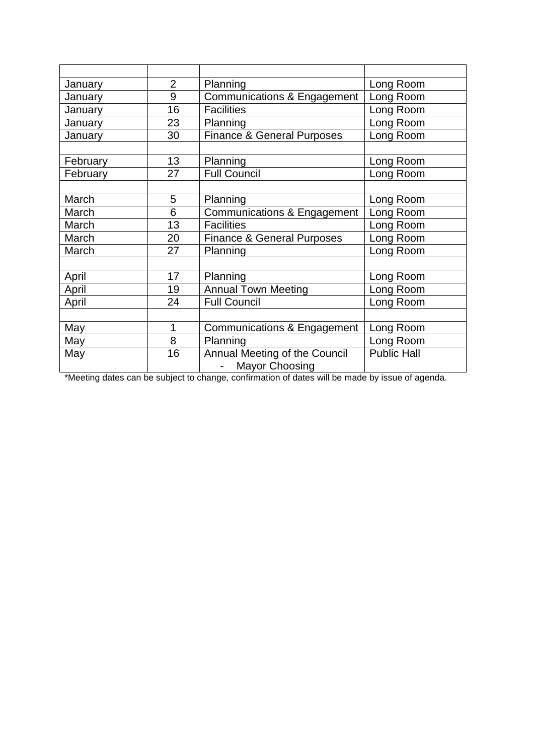| | | | |
|---|---|---|---|
| January | 2 | Planning | Long Room |
| January | 9 | Communications & Engagement | Long Room |
| January | 16 | Facilities | Long Room |
| January | 23 | Planning | Long Room |
| January | 30 | Finance & General Purposes | Long Room |
| | | | |
| February | 13 | Planning | Long Room |
| February | 27 | Full Council | Long Room |
| | | | |
| March | 5 | Planning | Long Room |
| March | 6 | Communications & Engagement | Long Room |
| March | 13 | Facilities | Long Room |
| March | 20 | Finance & General Purposes | Long Room |
| March | 27 | Planning | Long Room |
| | | | |
| April | 17 | Planning | Long Room |
| April | 19 | Annual Town Meeting | Long Room |
| April | 24 | Full Council | Long Room |
| | | | |
| May | 1 | Communications & Engagement | Long Room |
| May | 8 | Planning | Long Room |
| May | 16 | Annual Meeting of the Council - Mayor Choosing | Public Hall |

*Meeting dates can be subject to change, confirmation of dates will be made by issue of agenda.